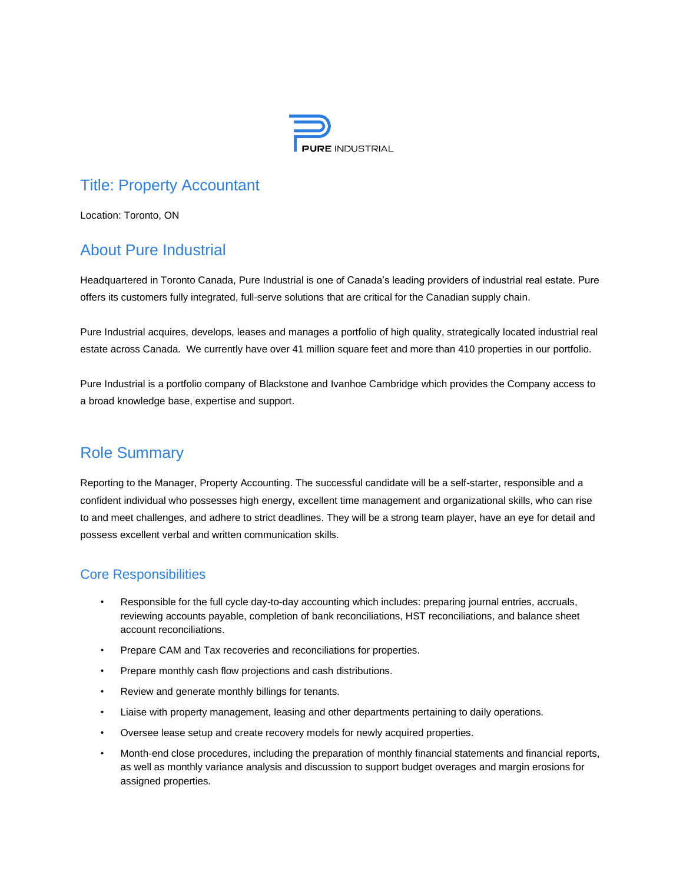PURE INDUSTRIAL

# Title: Property Accountant

Location: Toronto, ON

## About Pure Industrial

Headquartered in Toronto Canada, Pure Industrial is one of Canada's leading providers of industrial real estate. Pure offers its customers fully integrated, full-serve solutions that are critical for the Canadian supply chain.

Pure Industrial acquires, develops, leases and manages a portfolio of high quality, strategically located industrial real estate across Canada. We currently have over 41 million square feet and more than 410 properties in our portfolio.

Pure Industrial is a portfolio company of Blackstone and Ivanhoe Cambridge which provides the Company access to a broad knowledge base, expertise and support.

## Role Summary

Reporting to the Manager, Property Accounting. The successful candidate will be a self-starter, responsible and a confident individual who possesses high energy, excellent time management and organizational skills, who can rise to and meet challenges, and adhere to strict deadlines. They will be a strong team player, have an eye for detail and possess excellent verbal and written communication skills.

### Core Responsibilities

- Responsible for the full cycle day-to-day accounting which includes: preparing journal entries, accruals, reviewing accounts payable, completion of bank reconciliations, HST reconciliations, and balance sheet account reconciliations.
- Prepare CAM and Tax recoveries and reconciliations for properties.
- Prepare monthly cash flow projections and cash distributions.
- Review and generate monthly billings for tenants.
- Liaise with property management, leasing and other departments pertaining to daily operations.
- Oversee lease setup and create recovery models for newly acquired properties.
- Month-end close procedures, including the preparation of monthly financial statements and financial reports, as well as monthly variance analysis and discussion to support budget overages and margin erosions for assigned properties.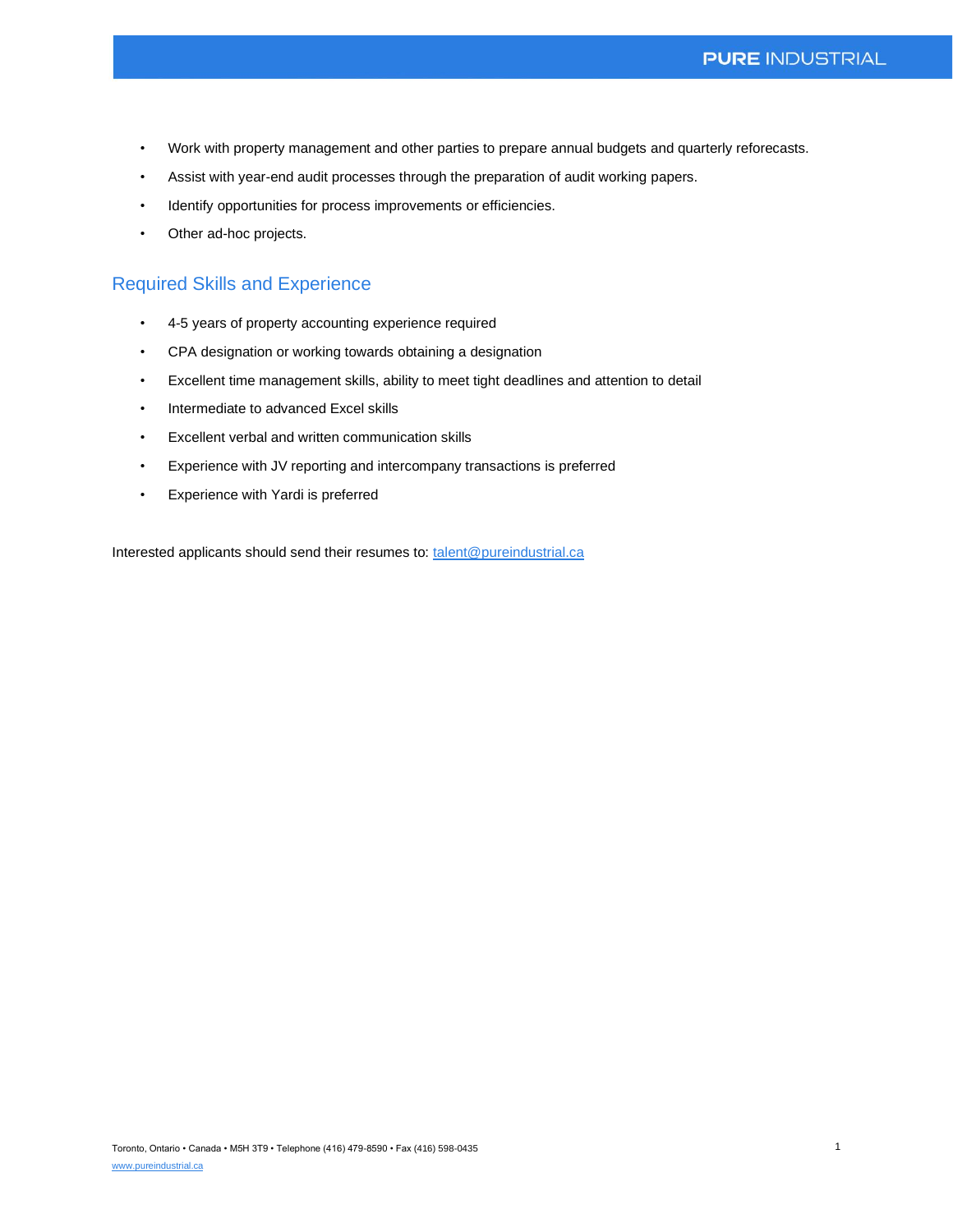- Work with property management and other parties to prepare annual budgets and quarterly reforecasts.
- Assist with year-end audit processes through the preparation of audit working papers.
- Identify opportunities for process improvements or efficiencies.
- Other ad-hoc projects.

## Required Skills and Experience

- 4-5 years of property accounting experience required
- CPA designation or working towards obtaining a designation
- Excellent time management skills, ability to meet tight deadlines and attention to detail
- Intermediate to advanced Excel skills
- Excellent verbal and written communication skills
- Experience with JV reporting and intercompany transactions is preferred
- Experience with Yardi is preferred

Interested applicants should send their resumes to: talent@pureindustrial.ca

Toronto, Ontario • Canada • M5H 3T9 • Telephone (416) 479-8590 • Fax (416) 598-0435
www.pureindustrial.ca